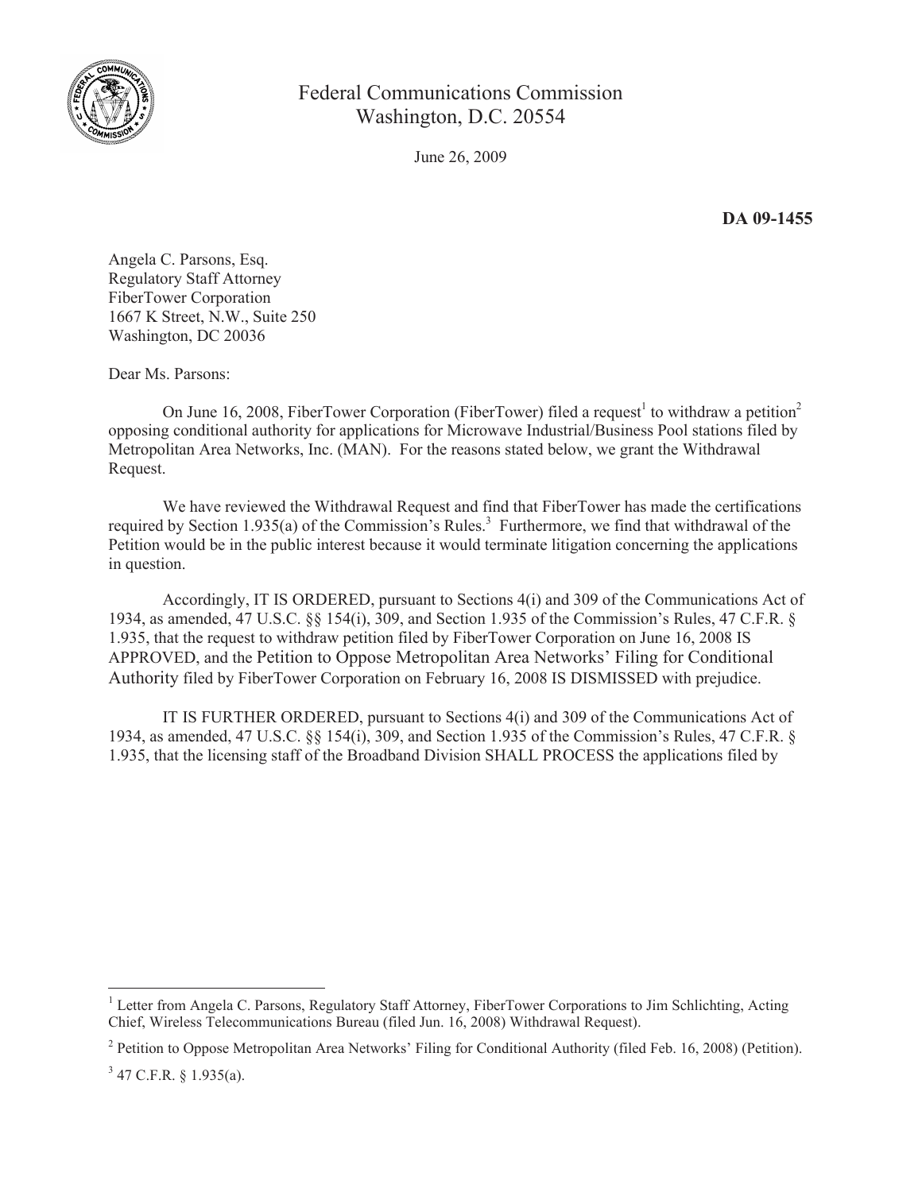Federal Communications Commission
Washington, D.C. 20554

June 26, 2009

**DA 09-1455**

Angela C. Parsons, Esq.
Regulatory Staff Attorney
FiberTower Corporation
1667 K Street, N.W., Suite 250
Washington, DC 20036

Dear Ms. Parsons:

On June 16, 2008, FiberTower Corporation (FiberTower) filed a request[1] to withdraw a petition[2] opposing conditional authority for applications for Microwave Industrial/Business Pool stations filed by Metropolitan Area Networks, Inc. (MAN). For the reasons stated below, we grant the Withdrawal Request.

We have reviewed the Withdrawal Request and find that FiberTower has made the certifications required by Section 1.935(a) of the Commission's Rules.[3] Furthermore, we find that withdrawal of the Petition would be in the public interest because it would terminate litigation concerning the applications in question.

Accordingly, IT IS ORDERED, pursuant to Sections 4(i) and 309 of the Communications Act of 1934, as amended, 47 U.S.C. §§ 154(i), 309, and Section 1.935 of the Commission's Rules, 47 C.F.R. § 1.935, that the request to withdraw petition filed by FiberTower Corporation on June 16, 2008 IS APPROVED, and the Petition to Oppose Metropolitan Area Networks' Filing for Conditional Authority filed by FiberTower Corporation on February 16, 2008 IS DISMISSED with prejudice.

IT IS FURTHER ORDERED, pursuant to Sections 4(i) and 309 of the Communications Act of 1934, as amended, 47 U.S.C. §§ 154(i), 309, and Section 1.935 of the Commission's Rules, 47 C.F.R. § 1.935, that the licensing staff of the Broadband Division SHALL PROCESS the applications filed by

---

[1] Letter from Angela C. Parsons, Regulatory Staff Attorney, FiberTower Corporations to Jim Schlichting, Acting Chief, Wireless Telecommunications Bureau (filed Jun. 16, 2008) Withdrawal Request).

[2] Petition to Oppose Metropolitan Area Networks' Filing for Conditional Authority (filed Feb. 16, 2008) (Petition).

[3] 47 C.F.R. § 1.935(a).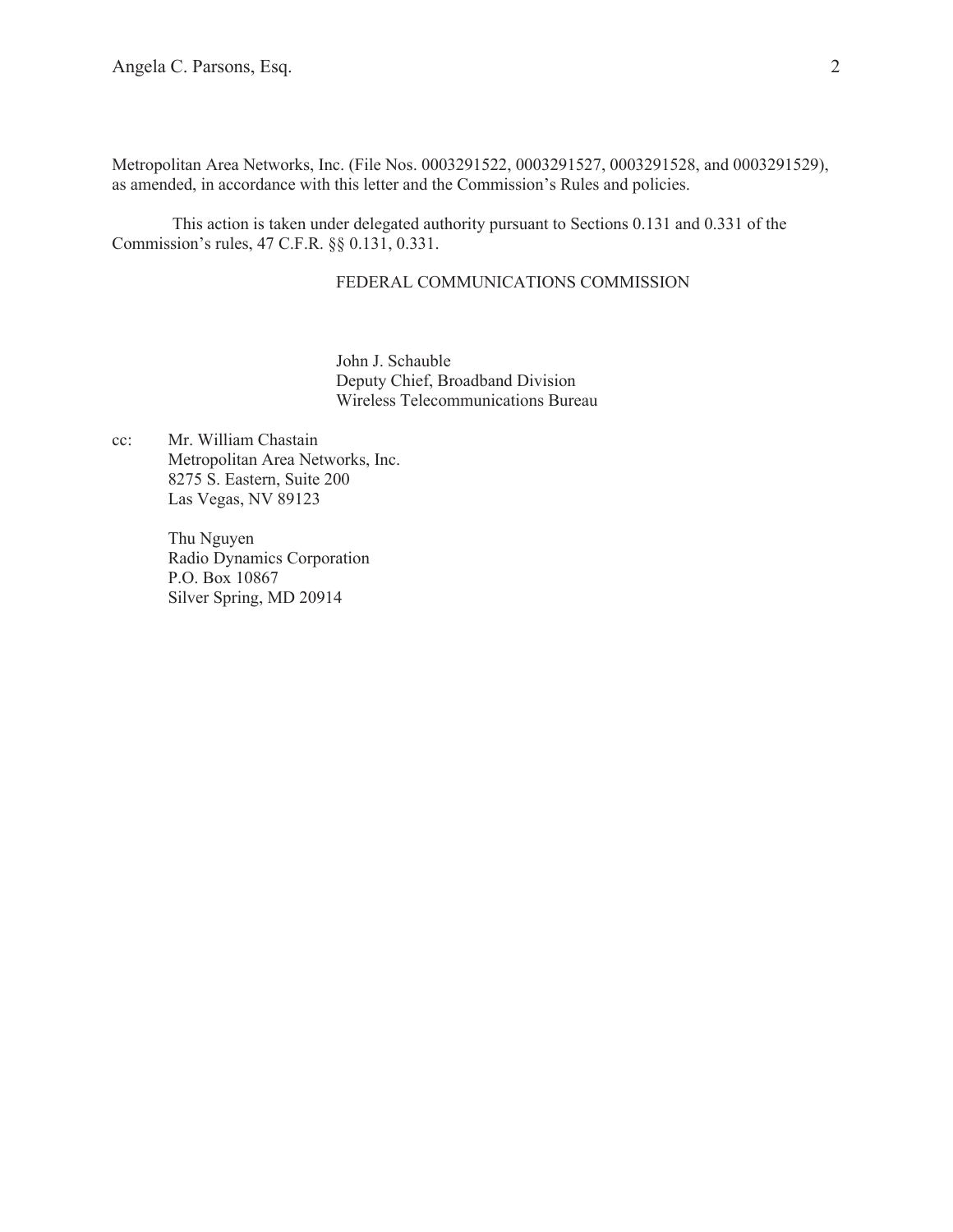Metropolitan Area Networks, Inc. (File Nos. 0003291522, 0003291527, 0003291528, and 0003291529), as amended, in accordance with this letter and the Commission's Rules and policies.

This action is taken under delegated authority pursuant to Sections 0.131 and 0.331 of the Commission's rules, 47 C.F.R. §§ 0.131, 0.331.

FEDERAL COMMUNICATIONS COMMISSION

John J. Schauble
Deputy Chief, Broadband Division
Wireless Telecommunications Bureau

cc: Mr. William Chastain
Metropolitan Area Networks, Inc.
8275 S. Eastern, Suite 200
Las Vegas, NV 89123

Thu Nguyen
Radio Dynamics Corporation
P.O. Box 10867
Silver Spring, MD 20914